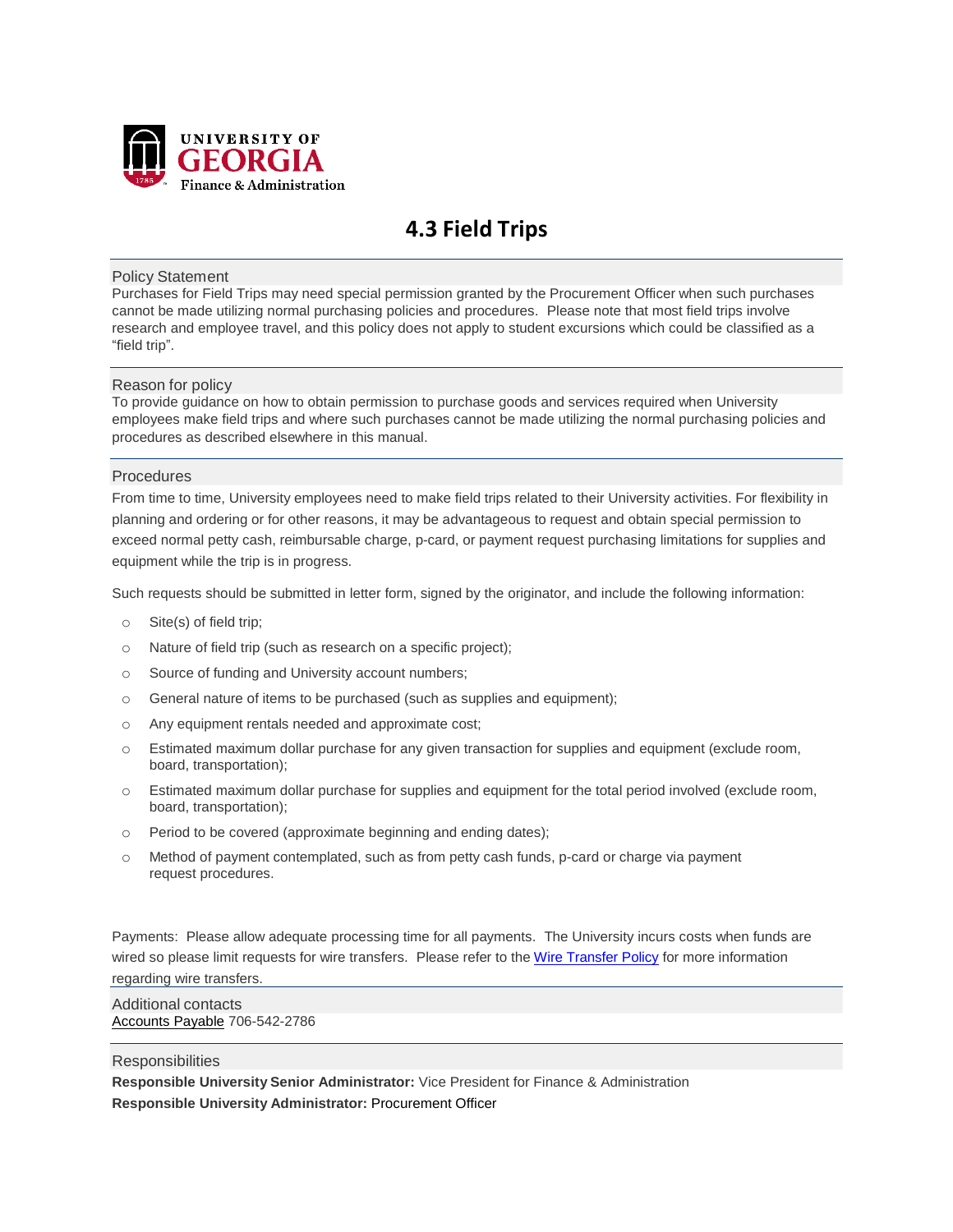UNIVERSITY OF GEORGIA
Finance & Administration

# 4.3 Field Trips

## Policy Statement

Purchases for Field Trips may need special permission granted by the Procurement Officer when such purchases cannot be made utilizing normal purchasing policies and procedures. Please note that most field trips involve research and employee travel, and this policy does not apply to student excursions which could be classified as a "field trip".

## Reason for policy

To provide guidance on how to obtain permission to purchase goods and services required when University employees make field trips and where such purchases cannot be made utilizing the normal purchasing policies and procedures as described elsewhere in this manual.

## Procedures

From time to time, University employees need to make field trips related to their University activities. For flexibility in planning and ordering or for other reasons, it may be advantageous to request and obtain special permission to exceed normal petty cash, reimbursable charge, p-card, or payment request purchasing limitations for supplies and equipment while the trip is in progress.

Such requests should be submitted in letter form, signed by the originator, and include the following information:

- Site(s) of field trip;
- Nature of field trip (such as research on a specific project);
- Source of funding and University account numbers;
- General nature of items to be purchased (such as supplies and equipment);
- Any equipment rentals needed and approximate cost;
- Estimated maximum dollar purchase for any given transaction for supplies and equipment (exclude room, board, transportation);
- Estimated maximum dollar purchase for supplies and equipment for the total period involved (exclude room, board, transportation);
- Period to be covered (approximate beginning and ending dates);
- Method of payment contemplated, such as from petty cash funds, p-card or charge via payment request procedures.

Payments: Please allow adequate processing time for all payments. The University incurs costs when funds are wired so please limit requests for wire transfers. Please refer to the Wire Transfer Policy for more information regarding wire transfers.

## Additional contacts

Accounts Payable 706-542-2786

## Responsibilities

**Responsible University Senior Administrator:** Vice President for Finance & Administration
**Responsible University Administrator:** Procurement Officer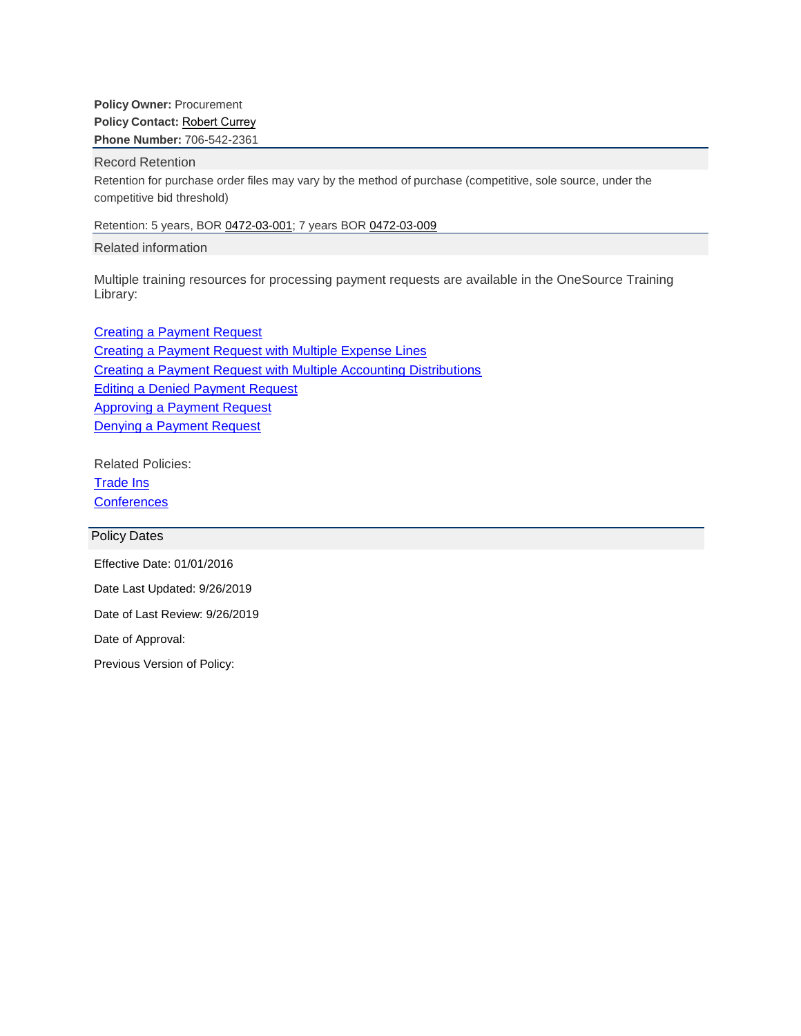**Policy Owner:** Procurement

**Policy Contact:** Robert Currey

**Phone Number:** 706-542-2361

## Record Retention

Retention for purchase order files may vary by the method of purchase (competitive, sole source, under the competitive bid threshold)

Retention: 5 years, BOR 0472-03-001; 7 years BOR 0472-03-009

## Related information

Multiple training resources for processing payment requests are available in the OneSource Training Library:

Creating a Payment Request
Creating a Payment Request with Multiple Expense Lines
Creating a Payment Request with Multiple Accounting Distributions
Editing a Denied Payment Request
Approving a Payment Request
Denying a Payment Request

Related Policies:
Trade Ins
Conferences

## Policy Dates

Effective Date: 01/01/2016

Date Last Updated: 9/26/2019

Date of Last Review: 9/26/2019

Date of Approval:

Previous Version of Policy: